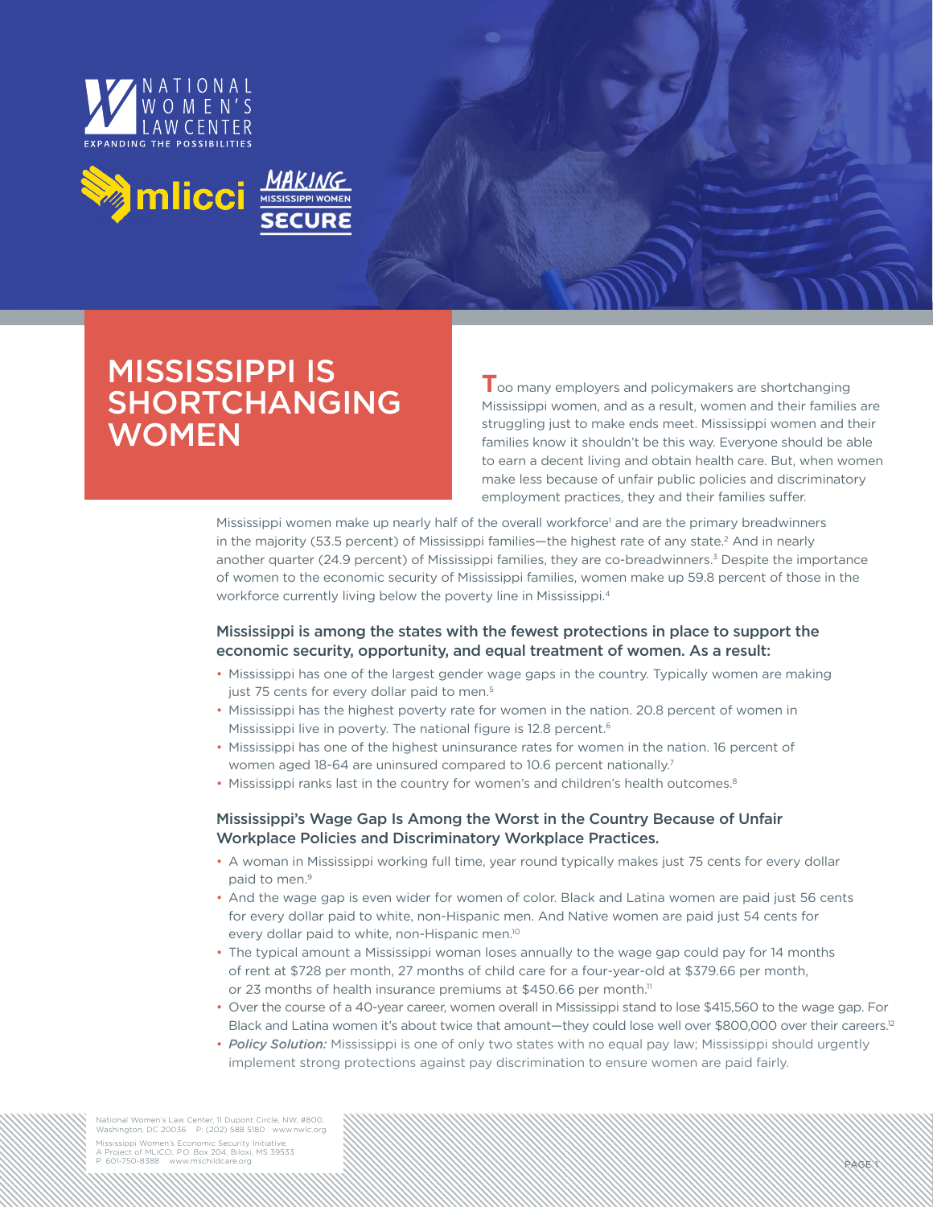NATIONAL WOMEN'S LAW CENTER
EXPANDING THE POSSIBILITIES

mlicci MAKING MISSISSIPPI WOMEN SECURE

# MISSISSIPPI IS SHORTCHANGING WOMEN

Too many employers and policymakers are shortchanging Mississippi women, and as a result, women and their families are struggling just to make ends meet. Mississippi women and their families know it shouldn't be this way. Everyone should be able to earn a decent living and obtain health care. But, when women make less because of unfair public policies and discriminatory employment practices, they and their families suffer.

Mississippi women make up nearly half of the overall workforce[1] and are the primary breadwinners in the majority (53.5 percent) of Mississippi families—the highest rate of any state.[2] And in nearly another quarter (24.9 percent) of Mississippi families, they are co-breadwinners.[3] Despite the importance of women to the economic security of Mississippi families, women make up 59.8 percent of those in the workforce currently living below the poverty line in Mississippi.[4]

### Mississippi is among the states with the fewest protections in place to support the economic security, opportunity, and equal treatment of women. As a result:

- Mississippi has one of the largest gender wage gaps in the country. Typically women are making just 75 cents for every dollar paid to men.[5]
- Mississippi has the highest poverty rate for women in the nation. 20.8 percent of women in Mississippi live in poverty. The national figure is 12.8 percent.[6]
- Mississippi has one of the highest uninsurance rates for women in the nation. 16 percent of women aged 18-64 are uninsured compared to 10.6 percent nationally.[7]
- Mississippi ranks last in the country for women's and children's health outcomes.[8]

### Mississippi's Wage Gap Is Among the Worst in the Country Because of Unfair Workplace Policies and Discriminatory Workplace Practices.

- A woman in Mississippi working full time, year round typically makes just 75 cents for every dollar paid to men.[9]
- And the wage gap is even wider for women of color. Black and Latina women are paid just 56 cents for every dollar paid to white, non-Hispanic men. And Native women are paid just 54 cents for every dollar paid to white, non-Hispanic men.[10]
- The typical amount a Mississippi woman loses annually to the wage gap could pay for 14 months of rent at $728 per month, 27 months of child care for a four-year-old at $379.66 per month, or 23 months of health insurance premiums at $450.66 per month.[11]
- Over the course of a 40-year career, women overall in Mississippi stand to lose $415,560 to the wage gap. For Black and Latina women it's about twice that amount—they could lose well over $800,000 over their careers.[12]
- ***Policy Solution:*** Mississippi is one of only two states with no equal pay law; Mississippi should urgently implement strong protections against pay discrimination to ensure women are paid fairly.

National Women's Law Center, 11 Dupont Circle, NW, #800, Washington, DC 20036 P: (202) 588 5180 www.nwlc.org
Mississippi Women's Economic Security Initiative, A Project of MLICCI, P.O. Box 204, Biloxi, MS 39533 P: 601-750-8388 www.mschildcare.org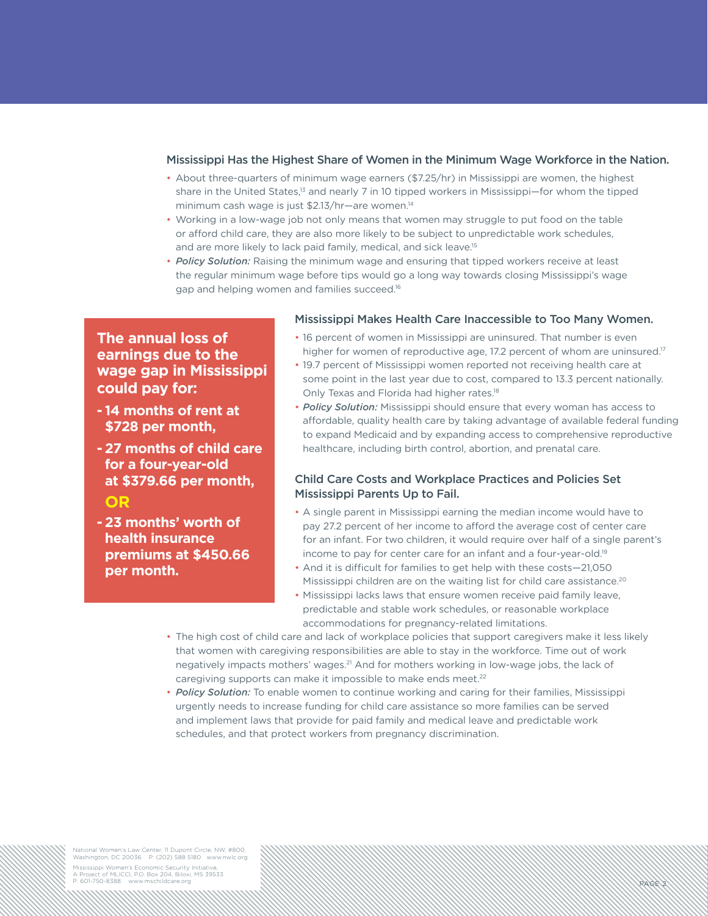## Mississippi Has the Highest Share of Women in the Minimum Wage Workforce in the Nation.

- About three-quarters of minimum wage earners ($7.25/hr) in Mississippi are women, the highest share in the United States,[13] and nearly 7 in 10 tipped workers in Mississippi—for whom the tipped minimum cash wage is just $2.13/hr—are women.[14]
- Working in a low-wage job not only means that women may struggle to put food on the table or afford child care, they are also more likely to be subject to unpredictable work schedules, and are more likely to lack paid family, medical, and sick leave.[15]
- ***Policy Solution:*** Raising the minimum wage and ensuring that tipped workers receive at least the regular minimum wage before tips would go a long way towards closing Mississippi's wage gap and helping women and families succeed.[16]

**The annual loss of earnings due to the wage gap in Mississippi could pay for:**

- **14 months of rent at $728 per month,**
- **27 months of child care for a four-year-old at $379.66 per month,**

**OR**

- **23 months' worth of health insurance premiums at $450.66 per month.**

## Mississippi Makes Health Care Inaccessible to Too Many Women.

- 16 percent of women in Mississippi are uninsured. That number is even higher for women of reproductive age, 17.2 percent of whom are uninsured.[17]
- 19.7 percent of Mississippi women reported not receiving health care at some point in the last year due to cost, compared to 13.3 percent nationally. Only Texas and Florida had higher rates.[18]
- ***Policy Solution:*** Mississippi should ensure that every woman has access to affordable, quality health care by taking advantage of available federal funding to expand Medicaid and by expanding access to comprehensive reproductive healthcare, including birth control, abortion, and prenatal care.

## Child Care Costs and Workplace Practices and Policies Set Mississippi Parents Up to Fail.

- A single parent in Mississippi earning the median income would have to pay 27.2 percent of her income to afford the average cost of center care for an infant. For two children, it would require over half of a single parent's income to pay for center care for an infant and a four-year-old.[19]
- And it is difficult for families to get help with these costs—21,050 Mississippi children are on the waiting list for child care assistance.[20]
- Mississippi lacks laws that ensure women receive paid family leave, predictable and stable work schedules, or reasonable workplace accommodations for pregnancy-related limitations.
- The high cost of child care and lack of workplace policies that support caregivers make it less likely that women with caregiving responsibilities are able to stay in the workforce. Time out of work negatively impacts mothers' wages.[21] And for mothers working in low-wage jobs, the lack of caregiving supports can make it impossible to make ends meet.[22]
- ***Policy Solution:*** To enable women to continue working and caring for their families, Mississippi urgently needs to increase funding for child care assistance so more families can be served and implement laws that provide for paid family and medical leave and predictable work schedules, and that protect workers from pregnancy discrimination.

National Women's Law Center, 11 Dupont Circle, NW, #800, Washington, DC 20036 P: (202) 588 5180 www.nwlc.org

Mississippi Women's Economic Security Initiative, A Project of MLICCI, P.O. Box 204, Biloxi, MS 39533 P: 601-750-8388 www.mschildcare.org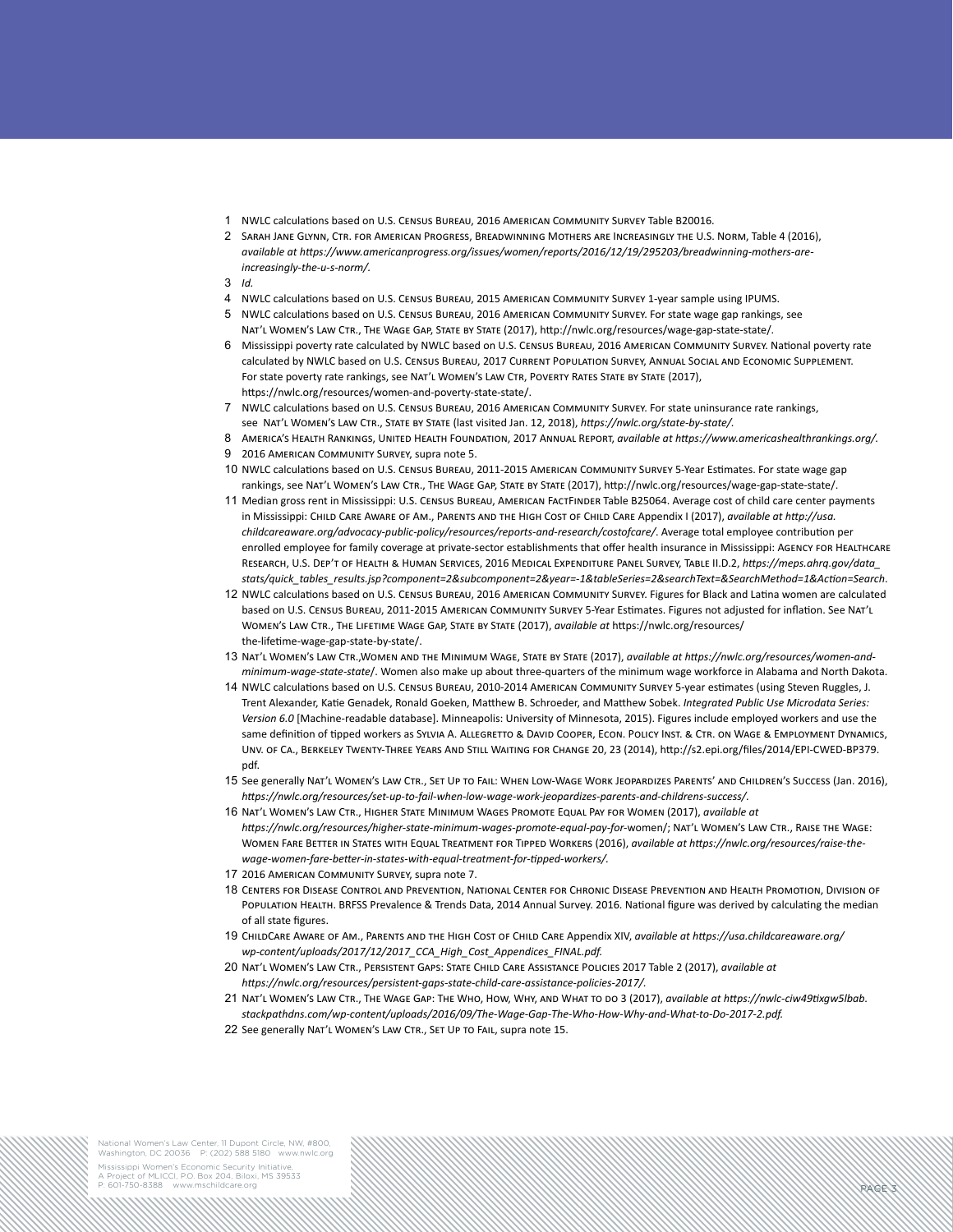1 NWLC calculations based on U.S. Census Bureau, 2016 American Community Survey Table B20016.

2 Sarah Jane Glynn, Ctr. for American Progress, Breadwinning Mothers are Increasingly the U.S. Norm, Table 4 (2016), *available at https://www.americanprogress.org/issues/women/reports/2016/12/19/295203/breadwinning-mothers-are-increasingly-the-u-s-norm/.*

3 *Id.*

4 NWLC calculations based on U.S. Census Bureau, 2015 American Community Survey 1-year sample using IPUMS.

5 NWLC calculations based on U.S. Census Bureau, 2016 American Community Survey. For state wage gap rankings, see Nat'l Women's Law Ctr., The Wage Gap, State by State (2017), http://nwlc.org/resources/wage-gap-state-state/.

6 Mississippi poverty rate calculated by NWLC based on U.S. Census Bureau, 2016 American Community Survey. National poverty rate calculated by NWLC based on U.S. Census Bureau, 2017 Current Population Survey, Annual Social and Economic Supplement. For state poverty rate rankings, see Nat'l Women's Law Ctr, Poverty Rates State by State (2017), https://nwlc.org/resources/women-and-poverty-state-state/.

7 NWLC calculations based on U.S. Census Bureau, 2016 American Community Survey. For state uninsurance rate rankings, see Nat'l Women's Law Ctr., State by State (last visited Jan. 12, 2018), *https://nwlc.org/state-by-state/.*

8 America's Health Rankings, United Health Foundation, 2017 Annual Report, *available at https://www.americashealthrankings.org/.*

9 2016 American Community Survey, supra note 5.

10 NWLC calculations based on U.S. Census Bureau, 2011-2015 American Community Survey 5-Year Estimates. For state wage gap rankings, see Nat'l Women's Law Ctr., The Wage Gap, State by State (2017), http://nwlc.org/resources/wage-gap-state-state/.

11 Median gross rent in Mississippi: U.S. Census Bureau, American FactFinder Table B25064. Average cost of child care center payments in Mississippi: Child Care Aware of Am., Parents and the High Cost of Child Care Appendix I (2017), *available at http://usa.childcareaware.org/advocacy-public-policy/resources/reports-and-research/costofcare/.* Average total employee contribution per enrolled employee for family coverage at private-sector establishments that offer health insurance in Mississippi: Agency for Healthcare Research, U.S. Dep't of Health & Human Services, 2016 Medical Expenditure Panel Survey, Table II.D.2, *https://meps.ahrq.gov/data_stats/quick_tables_results.jsp?component=2&subcomponent=2&year=-1&tableSeries=2&searchText=&SearchMethod=1&Action=Search.*

12 NWLC calculations based on U.S. Census Bureau, 2016 American Community Survey. Figures for Black and Latina women are calculated based on U.S. Census Bureau, 2011-2015 American Community Survey 5-Year Estimates. Figures not adjusted for inflation. See Nat'l Women's Law Ctr., The Lifetime Wage Gap, State by State (2017), *available at* https://nwlc.org/resources/the-lifetime-wage-gap-state-by-state/.

13 Nat'l Women's Law Ctr.,Women and the Minimum Wage, State by State (2017), *available at https://nwlc.org/resources/women-and-minimum-wage-state-state/*. Women also make up about three-quarters of the minimum wage workforce in Alabama and North Dakota.

14 NWLC calculations based on U.S. Census Bureau, 2010-2014 American Community Survey 5-year estimates (using Steven Ruggles, J. Trent Alexander, Katie Genadek, Ronald Goeken, Matthew B. Schroeder, and Matthew Sobek. *Integrated Public Use Microdata Series: Version 6.0* [Machine-readable database]. Minneapolis: University of Minnesota, 2015). Figures include employed workers and use the same definition of tipped workers as Sylvia A. Allegretto & David Cooper, Econ. Policy Inst. & Ctr. on Wage & Employment Dynamics, Unv. of Ca., Berkeley Twenty-Three Years And Still Waiting for Change 20, 23 (2014), http://s2.epi.org/files/2014/EPI-CWED-BP379.pdf.

15 See generally Nat'l Women's Law Ctr., Set Up to Fail: When Low-Wage Work Jeopardizes Parents' and Children's Success (Jan. 2016), *https://nwlc.org/resources/set-up-to-fail-when-low-wage-work-jeopardizes-parents-and-childrens-success/.*

16 Nat'l Women's Law Ctr., Higher State Minimum Wages Promote Equal Pay for Women (2017), *available at https://nwlc.org/resources/higher-state-minimum-wages-promote-equal-pay-for-*women/; Nat'l Women's Law Ctr., Raise the Wage: Women Fare Better in States with Equal Treatment for Tipped Workers (2016), *available at https://nwlc.org/resources/raise-the-wage-women-fare-better-in-states-with-equal-treatment-for-tipped-workers/.*

17 2016 American Community Survey, supra note 7.

18 Centers for Disease Control and Prevention, National Center for Chronic Disease Prevention and Health Promotion, Division of Population Health. BRFSS Prevalence & Trends Data, 2014 Annual Survey. 2016. National figure was derived by calculating the median of all state figures.

19 ChildCare Aware of Am., Parents and the High Cost of Child Care Appendix XIV, *available at https://usa.childcareaware.org/wp-content/uploads/2017/12/2017_CCA_High_Cost_Appendices_FINAL.pdf.*

20 Nat'l Women's Law Ctr., Persistent Gaps: State Child Care Assistance Policies 2017 Table 2 (2017), *available at https://nwlc.org/resources/persistent-gaps-state-child-care-assistance-policies-2017/.*

21 Nat'l Women's Law Ctr., The Wage Gap: The Who, How, Why, and What to do 3 (2017), *available at https://nwlc-ciw49tixgw5lbab.stackpathdns.com/wp-content/uploads/2016/09/The-Wage-Gap-The-Who-How-Why-and-What-to-Do-2017-2.pdf.*

22 See generally Nat'l Women's Law Ctr., Set Up to Fail, supra note 15.

National Women's Law Center, 11 Dupont Circle, NW, #800, Washington, DC 20036 P: (202) 588 5180 www.nwlc.org

Mississippi Women's Economic Security Initiative, A Project of MLICCI, P.O. Box 204, Biloxi, MS 39533 P: 601-750-8388 www.mschildcare.org